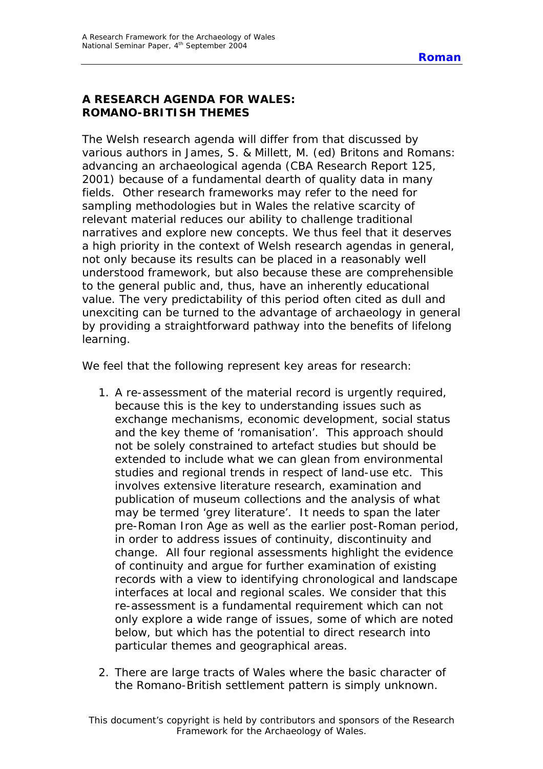## A RESEARCH AGENDA FOR WALES: ROMANO-BRITISH THEMES

The Welsh research agenda will differ from that discussed by various authors in James, S. & Millett, M. (ed) Britons and Romans: advancing an archaeological agenda (CBA Research Report 125, 2001) because of a fundamental dearth of quality data in many fields. Other research frameworks may refer to the need for sampling methodologies but in Wales the relative scarcity of relevant material reduces our ability to challenge traditional narratives and explore new concepts. We thus feel that it deserves a high priority in the context of Welsh research agendas in general, not only because its results can be placed in a reasonably well understood framework, but also because these are comprehensible to the general public and, thus, have an inherently educational value. The very predictability of this period often cited as dull and unexciting can be turned to the advantage of archaeology in general by providing a straightforward pathway into the benefits of lifelong learning.

We feel that the following represent key areas for research:

1. A re-assessment of the material record is urgently required, because this is the key to understanding issues such as exchange mechanisms, economic development, social status and the key theme of 'romanisation'. This approach should not be solely constrained to artefact studies but should be extended to include what we can glean from environmental studies and regional trends in respect of land-use etc. This involves extensive literature research, examination and publication of museum collections and the analysis of what may be termed 'grey literature'. It needs to span the later pre-Roman Iron Age as well as the earlier post-Roman period, in order to address issues of continuity, discontinuity and change. All four regional assessments highlight the evidence of continuity and argue for further examination of existing records with a view to identifying chronological and landscape interfaces at local and regional scales. We consider that this re-assessment is a fundamental requirement which can not only explore a wide range of issues, some of which are noted below, but which has the potential to direct research into particular themes and geographical areas.

2. There are large tracts of Wales where the basic character of the Romano-British settlement pattern is simply unknown.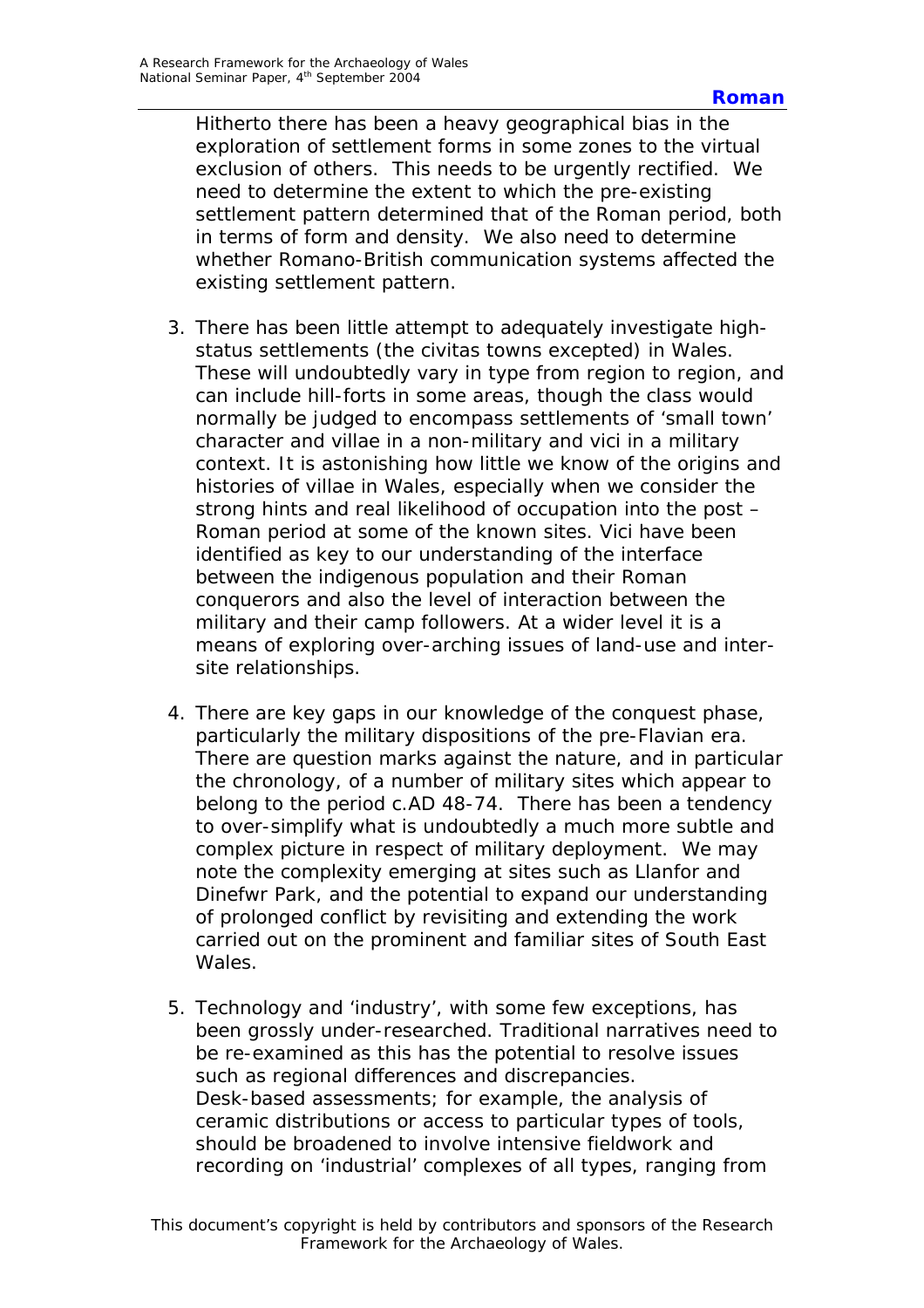Hitherto there has been a heavy geographical bias in the exploration of settlement forms in some zones to the virtual exclusion of others. This needs to be urgently rectified. We need to determine the extent to which the pre-existing settlement pattern determined that of the Roman period, both in terms of form and density. We also need to determine whether Romano-British communication systems affected the existing settlement pattern.

3. There has been little attempt to adequately investigate high-status settlements (the civitas towns excepted) in Wales. These will undoubtedly vary in type from region to region, and can include hill-forts in some areas, though the class would normally be judged to encompass settlements of 'small town' character and villae in a non-military and vici in a military context. It is astonishing how little we know of the origins and histories of villae in Wales, especially when we consider the strong hints and real likelihood of occupation into the post – Roman period at some of the known sites. Vici have been identified as key to our understanding of the interface between the indigenous population and their Roman conquerors and also the level of interaction between the military and their camp followers. At a wider level it is a means of exploring over-arching issues of land-use and inter-site relationships.

4. There are key gaps in our knowledge of the conquest phase, particularly the military dispositions of the pre-Flavian era. There are question marks against the nature, and in particular the chronology, of a number of military sites which appear to belong to the period c.AD 48-74. There has been a tendency to over-simplify what is undoubtedly a much more subtle and complex picture in respect of military deployment. We may note the complexity emerging at sites such as Llanfor and Dinefwr Park, and the potential to expand our understanding of prolonged conflict by revisiting and extending the work carried out on the prominent and familiar sites of South East Wales.

5. Technology and 'industry', with some few exceptions, has been grossly under-researched. Traditional narratives need to be re-examined as this has the potential to resolve issues such as regional differences and discrepancies. Desk-based assessments; for example, the analysis of ceramic distributions or access to particular types of tools, should be broadened to involve intensive fieldwork and recording on 'industrial' complexes of all types, ranging from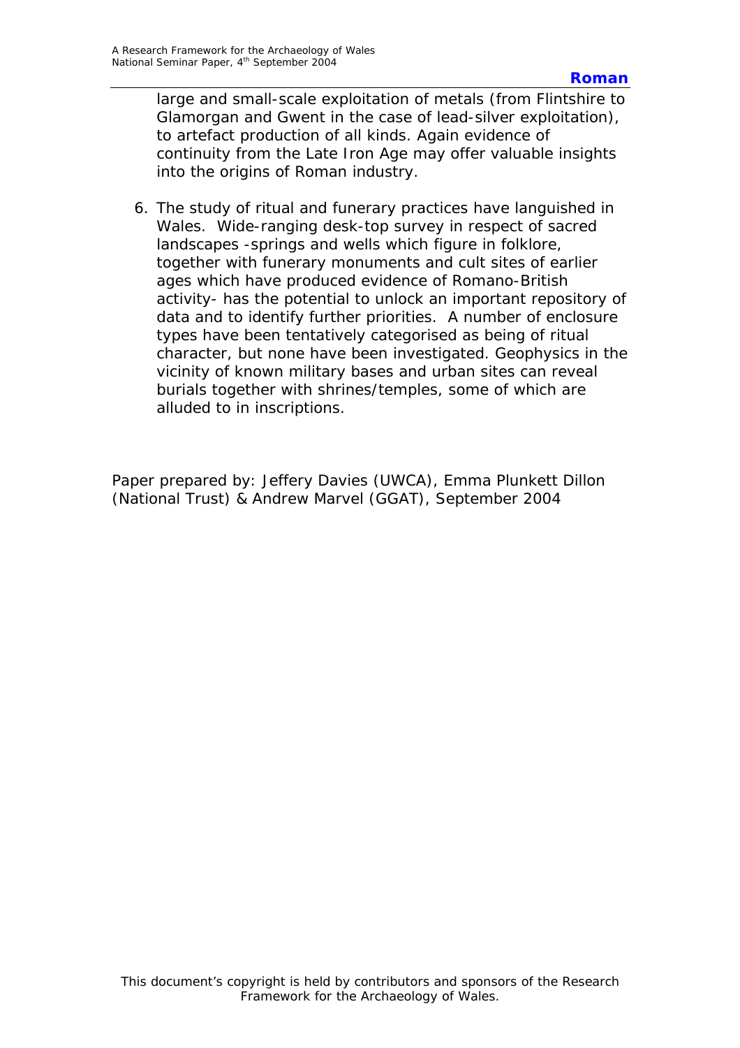large and small-scale exploitation of metals (from Flintshire to Glamorgan and Gwent in the case of lead-silver exploitation), to artefact production of all kinds. Again evidence of continuity from the Late Iron Age may offer valuable insights into the origins of Roman industry.

6. The study of ritual and funerary practices have languished in Wales. Wide-ranging desk-top survey in respect of sacred landscapes -springs and wells which figure in folklore, together with funerary monuments and cult sites of earlier ages which have produced evidence of Romano-British activity- has the potential to unlock an important repository of data and to identify further priorities. A number of enclosure types have been tentatively categorised as being of ritual character, but none have been investigated. Geophysics in the vicinity of known military bases and urban sites can reveal burials together with shrines/temples, some of which are alluded to in inscriptions.

Paper prepared by: Jeffery Davies (UWCA), Emma Plunkett Dillon (National Trust) & Andrew Marvel (GGAT), September 2004